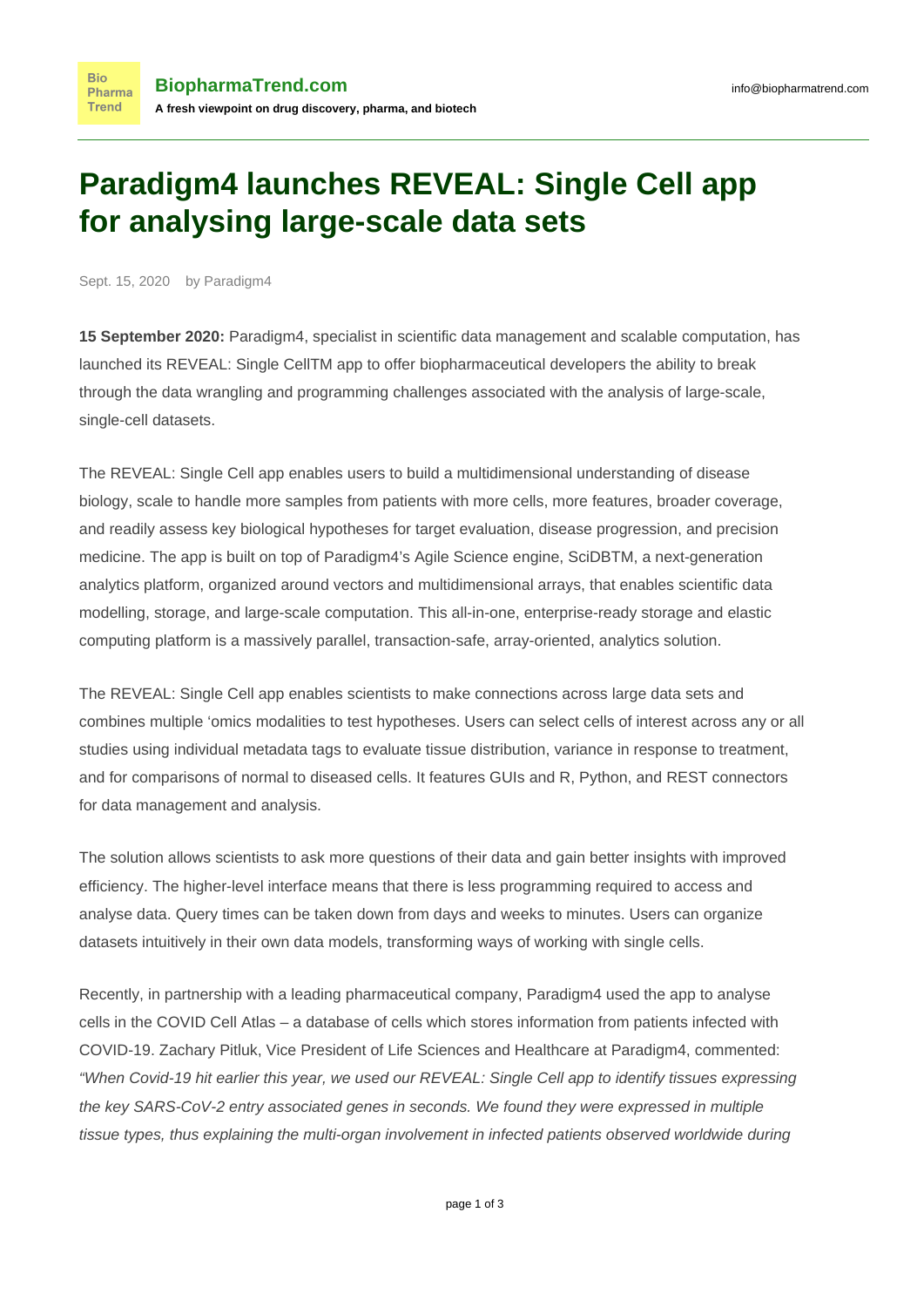# Paradigm4 launches REVEAL: Single Cell app for analysing large-scale data sets

Sept. 15, 2020 by Paradigm4

**15 September 2020:** Paradigm4, specialist in scientific data management and scalable computation, has launched its REVEAL: Single CellTM app to offer biopharmaceutical developers the ability to break through the data wrangling and programming challenges associated with the analysis of large-scale, single-cell datasets.

The REVEAL: Single Cell app enables users to build a multidimensional understanding of disease biology, scale to handle more samples from patients with more cells, more features, broader coverage, and readily assess key biological hypotheses for target evaluation, disease progression, and precision medicine. The app is built on top of Paradigm4's Agile Science engine, SciDBTM, a next-generation analytics platform, organized around vectors and multidimensional arrays, that enables scientific data modelling, storage, and large-scale computation. This all-in-one, enterprise-ready storage and elastic computing platform is a massively parallel, transaction-safe, array-oriented, analytics solution.

The REVEAL: Single Cell app enables scientists to make connections across large data sets and combines multiple 'omics modalities to test hypotheses. Users can select cells of interest across any or all studies using individual metadata tags to evaluate tissue distribution, variance in response to treatment, and for comparisons of normal to diseased cells. It features GUIs and R, Python, and REST connectors for data management and analysis.

The solution allows scientists to ask more questions of their data and gain better insights with improved efficiency. The higher-level interface means that there is less programming required to access and analyse data. Query times can be taken down from days and weeks to minutes. Users can organize datasets intuitively in their own data models, transforming ways of working with single cells.

Recently, in partnership with a leading pharmaceutical company, Paradigm4 used the app to analyse cells in the COVID Cell Atlas – a database of cells which stores information from patients infected with COVID-19. Zachary Pitluk, Vice President of Life Sciences and Healthcare at Paradigm4, commented: *"When Covid-19 hit earlier this year, we used our REVEAL: Single Cell app to identify tissues expressing the key SARS-CoV-2 entry associated genes in seconds. We found they were expressed in multiple tissue types, thus explaining the multi-organ involvement in infected patients observed worldwide during*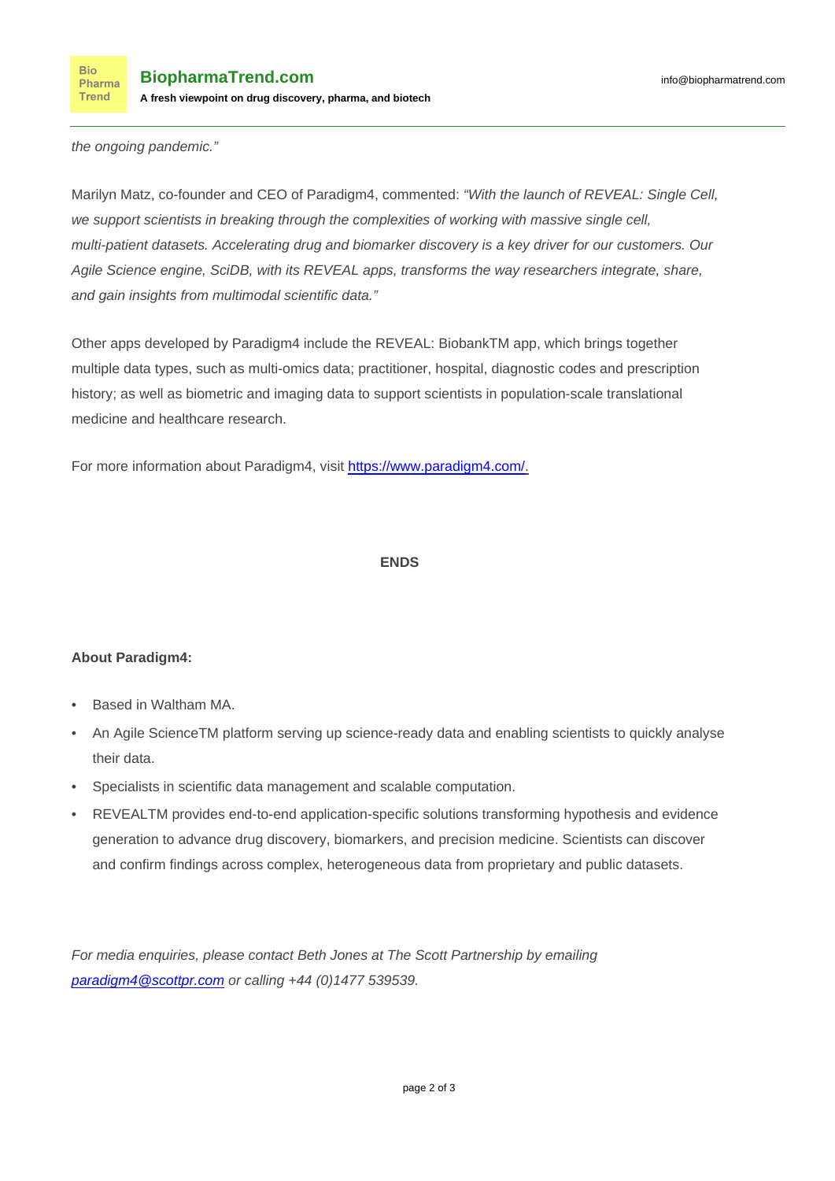*the ongoing pandemic."*

Marilyn Matz, co-founder and CEO of Paradigm4, commented: *"With the launch of REVEAL: Single Cell, we support scientists in breaking through the complexities of working with massive single cell, multi-patient datasets. Accelerating drug and biomarker discovery is a key driver for our customers. Our Agile Science engine, SciDB, with its REVEAL apps, transforms the way researchers integrate, share, and gain insights from multimodal scientific data."*

Other apps developed by Paradigm4 include the REVEAL: BiobankTM app, which brings together multiple data types, such as multi-omics data; practitioner, hospital, diagnostic codes and prescription history; as well as biometric and imaging data to support scientists in population-scale translational medicine and healthcare research.

For more information about Paradigm4, visit [https://www.paradigm4.com/.](https://www.paradigm4.com/)

**ENDS**

**About Paradigm4:**

- Based in Waltham MA.
- An Agile ScienceTM platform serving up science-ready data and enabling scientists to quickly analyse their data.
- Specialists in scientific data management and scalable computation.
- REVEALTM provides end-to-end application-specific solutions transforming hypothesis and evidence generation to advance drug discovery, biomarkers, and precision medicine. Scientists can discover and confirm findings across complex, heterogeneous data from proprietary and public datasets.

*For media enquiries, please contact Beth Jones at The Scott Partnership by emailing [paradigm4@scottpr.com](mailto:paradigm4@scottpr.com) or calling +44 (0)1477 539539.*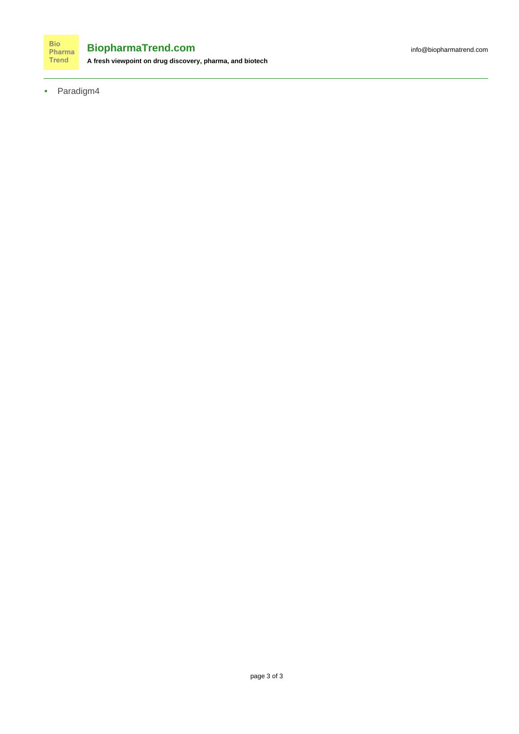- Paradigm4